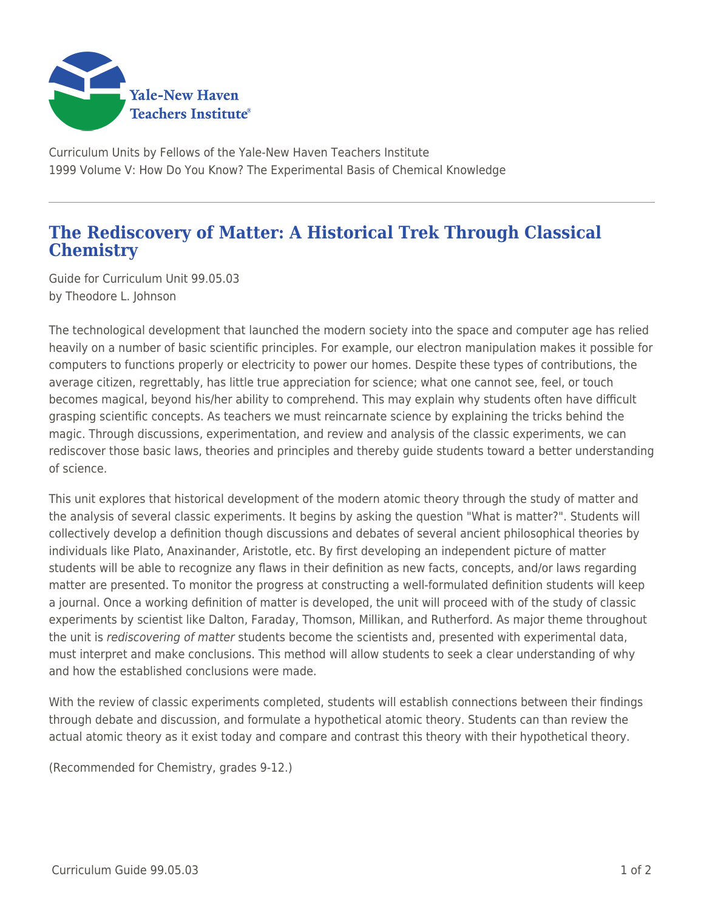Yale-New Haven Teachers Institute

Curriculum Units by Fellows of the Yale-New Haven Teachers Institute
1999 Volume V: How Do You Know? The Experimental Basis of Chemical Knowledge

# The Rediscovery of Matter: A Historical Trek Through Classical Chemistry

Guide for Curriculum Unit 99.05.03
by Theodore L. Johnson

The technological development that launched the modern society into the space and computer age has relied heavily on a number of basic scientific principles. For example, our electron manipulation makes it possible for computers to functions properly or electricity to power our homes. Despite these types of contributions, the average citizen, regrettably, has little true appreciation for science; what one cannot see, feel, or touch becomes magical, beyond his/her ability to comprehend. This may explain why students often have difficult grasping scientific concepts. As teachers we must reincarnate science by explaining the tricks behind the magic. Through discussions, experimentation, and review and analysis of the classic experiments, we can rediscover those basic laws, theories and principles and thereby guide students toward a better understanding of science.

This unit explores that historical development of the modern atomic theory through the study of matter and the analysis of several classic experiments. It begins by asking the question "What is matter?". Students will collectively develop a definition though discussions and debates of several ancient philosophical theories by individuals like Plato, Anaxinander, Aristotle, etc. By first developing an independent picture of matter students will be able to recognize any flaws in their definition as new facts, concepts, and/or laws regarding matter are presented. To monitor the progress at constructing a well-formulated definition students will keep a journal. Once a working definition of matter is developed, the unit will proceed with of the study of classic experiments by scientist like Dalton, Faraday, Thomson, Millikan, and Rutherford. As major theme throughout the unit is *rediscovering of matter* students become the scientists and, presented with experimental data, must interpret and make conclusions. This method will allow students to seek a clear understanding of why and how the established conclusions were made.

With the review of classic experiments completed, students will establish connections between their findings through debate and discussion, and formulate a hypothetical atomic theory. Students can than review the actual atomic theory as it exist today and compare and contrast this theory with their hypothetical theory.

(Recommended for Chemistry, grades 9-12.)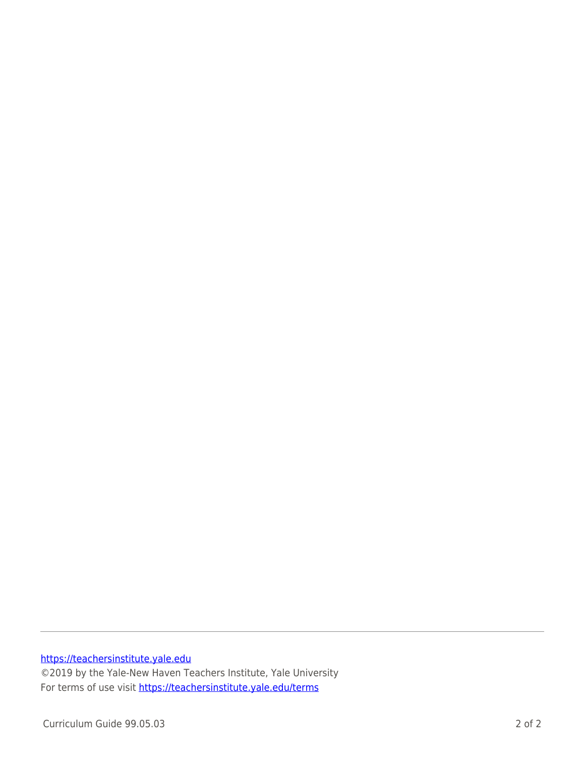https://teachersinstitute.yale.edu
©2019 by the Yale-New Haven Teachers Institute, Yale University
For terms of use visit https://teachersinstitute.yale.edu/terms